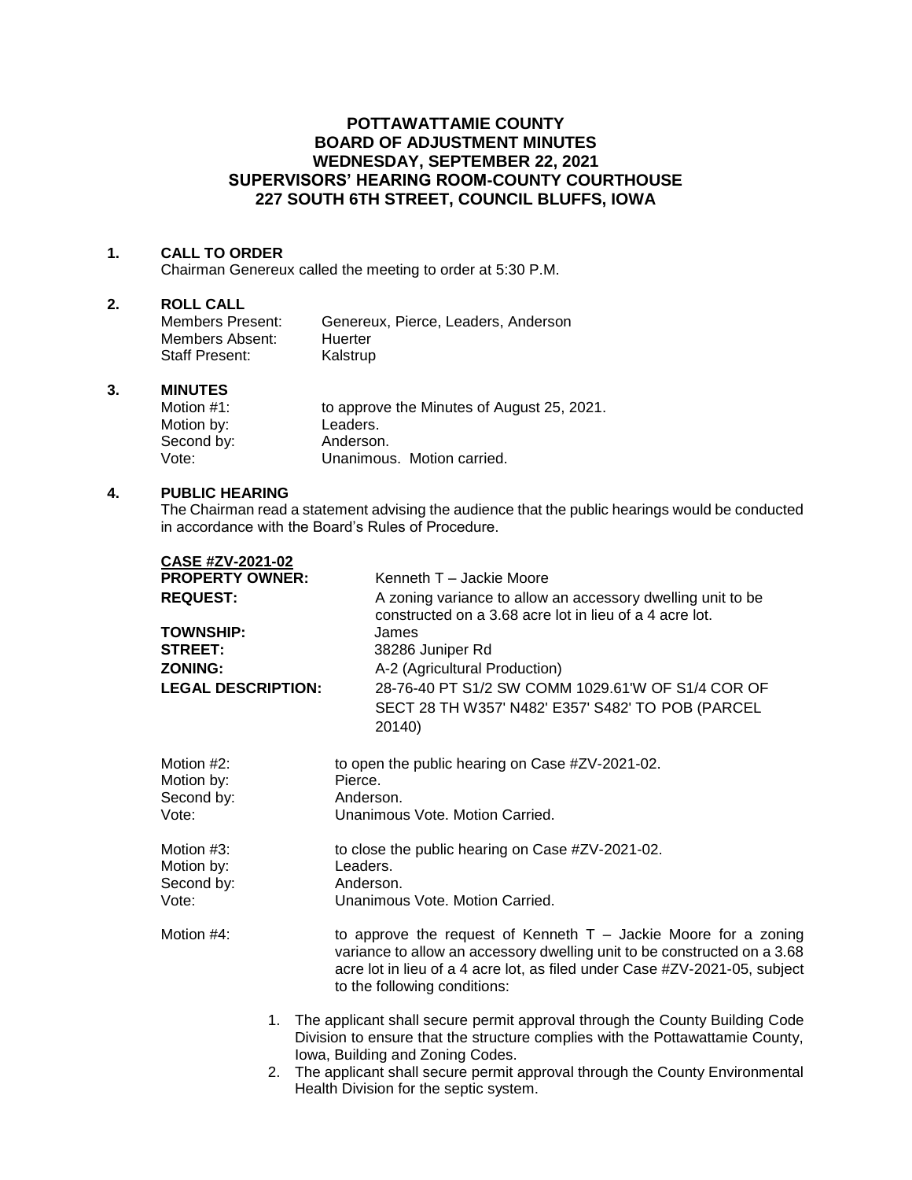# POTTAWATTAMIE COUNTY
# BOARD OF ADJUSTMENT MINUTES
# WEDNESDAY, SEPTEMBER 22, 2021
# SUPERVISORS' HEARING ROOM-COUNTY COURTHOUSE
# 227 SOUTH 6TH STREET, COUNCIL BLUFFS, IOWA

## 1. CALL TO ORDER

Chairman Genereux called the meeting to order at 5:30 P.M.

## 2. ROLL CALL

Members Present: Genereux, Pierce, Leaders, Anderson
Members Absent: Huerter
Staff Present: Kalstrup

## 3. MINUTES

Motion #1: to approve the Minutes of August 25, 2021.
Motion by: Leaders.
Second by: Anderson.
Vote: Unanimous. Motion carried.

## 4. PUBLIC HEARING

The Chairman read a statement advising the audience that the public hearings would be conducted in accordance with the Board's Rules of Procedure.

**CASE #ZV-2021-02**

**PROPERTY OWNER:** Kenneth T – Jackie Moore
**REQUEST:** A zoning variance to allow an accessory dwelling unit to be constructed on a 3.68 acre lot in lieu of a 4 acre lot.
**TOWNSHIP:** James
**STREET:** 38286 Juniper Rd
**ZONING:** A-2 (Agricultural Production)
**LEGAL DESCRIPTION:** 28-76-40 PT S1/2 SW COMM 1029.61'W OF S1/4 COR OF SECT 28 TH W357' N482' E357' S482' TO POB (PARCEL 20140)

Motion #2: to open the public hearing on Case #ZV-2021-02.
Motion by: Pierce.
Second by: Anderson.
Vote: Unanimous Vote. Motion Carried.

Motion #3: to close the public hearing on Case #ZV-2021-02.
Motion by: Leaders.
Second by: Anderson.
Vote: Unanimous Vote. Motion Carried.

Motion #4: to approve the request of Kenneth T – Jackie Moore for a zoning variance to allow an accessory dwelling unit to be constructed on a 3.68 acre lot in lieu of a 4 acre lot, as filed under Case #ZV-2021-05, subject to the following conditions:

1. The applicant shall secure permit approval through the County Building Code Division to ensure that the structure complies with the Pottawattamie County, Iowa, Building and Zoning Codes.
2. The applicant shall secure permit approval through the County Environmental Health Division for the septic system.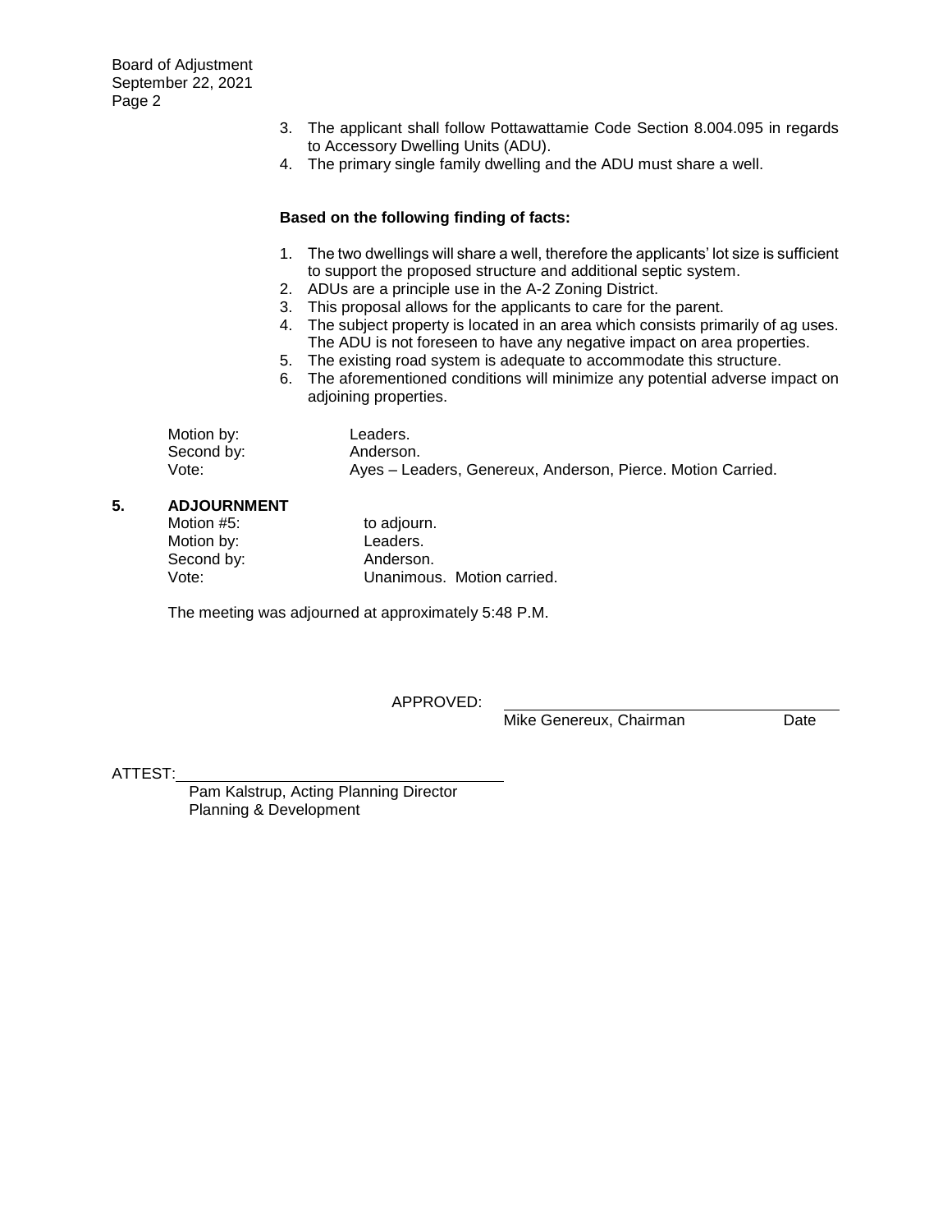3. The applicant shall follow Pottawattamie Code Section 8.004.095 in regards to Accessory Dwelling Units (ADU).
4. The primary single family dwelling and the ADU must share a well.

**Based on the following finding of facts:**

1. The two dwellings will share a well, therefore the applicants' lot size is sufficient to support the proposed structure and additional septic system.
2. ADUs are a principle use in the A-2 Zoning District.
3. This proposal allows for the applicants to care for the parent.
4. The subject property is located in an area which consists primarily of ag uses. The ADU is not foreseen to have any negative impact on area properties.
5. The existing road system is adequate to accommodate this structure.
6. The aforementioned conditions will minimize any potential adverse impact on adjoining properties.

Motion by: Leaders.
Second by: Anderson.
Vote: Ayes – Leaders, Genereux, Anderson, Pierce. Motion Carried.

## 5. ADJOURNMENT

Motion #5: to adjourn.
Motion by: Leaders.
Second by: Anderson.
Vote: Unanimous. Motion carried.

The meeting was adjourned at approximately 5:48 P.M.

APPROVED: ______________________________

Mike Genereux, Chairman Date

ATTEST: ______________________________

Pam Kalstrup, Acting Planning Director
Planning & Development